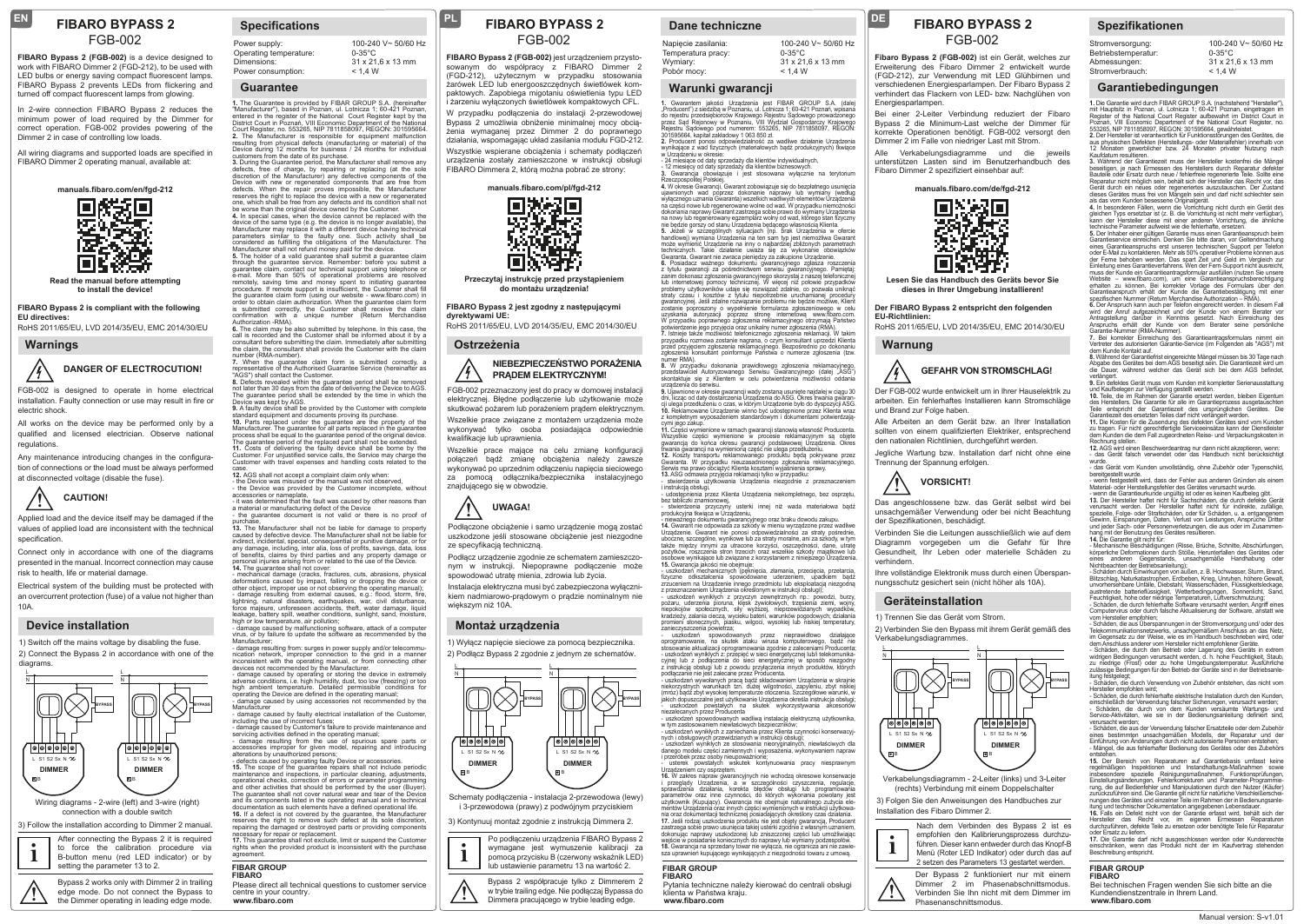# FIBARO BYPASS 2

## FGB-002

**FIBARO Bypass 2 (FGB-002)** is a device designed to work with FIBARO Dimmer 2 (FGD-212), to be used with LED bulbs or energy saving compact fluorescent lamps. FIBARO Bypass 2 prevents LEDs from flickering and turned off compact fluorescent lamps from glowing.

In 2-wire connection FIBARO Bypass 2 reduces the minimum power of load required by the Dimmer for correct operation. FGB-002 provides powering of the Dimmer 2 in case of controlling low loads.

All wiring diagrams and supported loads are specified in FIBARO Dimmer 2 operating manual, available at:

**manuals.fibaro.com/en/fgd-212**

**Read the manual before attempting to install the device!**

**FIBARO Bypass 2 is compliant with the following EU directives:**

RoHS 2011/65/EU, LVD 2014/35/EU, EMC 2014/30/EU

## Warnings

### DANGER OF ELECTROCUTION!

FGB-002 is designed to operate in home electrical installation. Faulty connection or use may result in fire or electric shock.

All works on the device may be performed only by a qualified and licensed electrician. Observe national regulations.

Any maintenance introducing changes in the configuration of connections or the load must be always performed at disconnected voltage (disable the fuse).

### CAUTION!

Applied load and the device itself may be damaged if the values of applied load are inconsistent with the technical specification.

Connect only in accordance with one of the diagrams presented in the manual. Incorrect connection may cause risk to health, life or material damage.

Electrical system of the building must be protected with an overcurrent protection (fuse) of a value not higher than 10A.

## Device installation

1) Switch off the mains voltage by disabling the fuse.

2) Connect the Bypass 2 in accordance with one of the diagrams.

Wiring diagrams - 2-wire (left) and 3-wire (right) connection with a double switch

3) Follow the installation according to Dimmer 2 manual.

After connecting the Bypass 2 it is required to force the calibration procedure via B-button menu (red LED indicator) or by setting the parameter 13 to 2.

Bypass 2 works only with Dimmer 2 in trailing edge mode. Do not connect the Bypass to the Dimmer operating in leading edge mode.

## Specifications

| | |
|---|---|
| Power supply: | 100-240 V~ 50/60 Hz |
| Operating temperature: | 0-35°C |
| Dimensions: | 31 x 21,6 x 13 mm |
| Power consumption: | < 1,4 W |

## Guarantee

**1.** The Guarantee is provided by FIBAR GROUP S.A. (hereinafter "Manufacturer"), based in Poznan, ul. Lotnicza 1; 60-421 Poznan, entered in the register of the National Court Register kept by the District Court in Poznan, VIII Economic Department of the National Court Register, no. 553265, NIP 7811858097, REGON: 301595664.

**2.** The Manufacturer is responsible for equipment malfunction resulting from physical defects (manufacturing or material) of the Device during 12 months for business / 24 months for individual customers from the date of its purchase.

**3.** During the Guarantee period, the Manufacturer shall remove any defects, free of charge, by repairing or replacing (at the sole discretion of the Manufacturer) any defective components of the Device with new or regenerated components that are free from defects. When the repair proves impossible, the Manufacturer reserves the right to replace the device with a new or regenerated one, which shall be free from any defects and its condition shall not be worse than the original device owned by the Customer.

**4.** In special cases, when the device cannot be replaced with the device of the same type (e.g. the device is no longer available), the Manufacturer may replace it with a different device having technical parameters similar to the faulty one. Such activity shall be considered as fulfilling the obligations of the Manufacturer. The Manufacturer shall not refund money paid for the device.

**5.** The holder of a valid guarantee shall submit a guarantee claim through the guarantee service. Remember: before you submit a guarantee claim, contact our technical support using telephone or e-mail. More than 50% of operational problems are resolved remotely, saving time and money spent to initiating guarantee procedure. If remote support is insufficient, the Customer shall fill the guarantee claim form (using our website - www.fibaro.com) in order to obtain claim authorization. When the guarantee claim form is submitted correctly, the Customer shall receive the claim confirmation with a unique number (Return Merchandise Authorization -RMA).

**6.** The claim may be also submitted by telephone. In this case, the call is recorded and the Customer shall be informed about it by a consultant before submitting the claim. Immediately after submitting the claim, the consultant shall provide the Customer with the claim number (RMA-number).

**7.** When the guarantee claim form is submitted correctly, a representative of the Authorised Guarantee Service (hereinafter as "AGS") shall contact the Customer.

**8.** Defects revealed within the guarantee period shall be removed not later than 30 days from the date of delivering the Device to AGS. The guarantee period shall be extended by the time in which the Device was kept by AGS.

**9.** A faulty device shall be provided by the Customer with complete standard equipment and documents proving its purchase.

**10.** Parts replaced under the guarantee are the property of the Manufacturer. The guarantee for all parts replaced in the guarantee process shall be equal to the guarantee period of the original device. The guarantee period of the replaced part shall not be extended.

**11.** Costs of delivering the faulty device shall be borne by the Customer. For unjustified service calls, the Service may charge the Customer with travel expenses and handling costs related to the case.

**12.** AGS shall not accept a complaint claim only when:
- the Device was misused or the manual was not observed,
- the Device was provided by the Customer incomplete, without accessories or nameplate,
- it was determined that the fault was caused by other reasons than a material or manufacturing defect of the Device
- the guarantee document is not valid or there is no proof of purchase,

**13.** The Manufacturer shall not be liable for damage to property caused by defective Device. The Manufacturer shall not be liable for indirect, incidental, special, consequential or punitive damage, or for any damage, including, inter alia, loss of profits, savings, data, loss of benefits, claims by third parties and any property damage or personal injuries arising from or related to the use of the Device.

**14.** The guarantee shall not cover:
- mechanical damage (cracks, fractures, cuts, abrasions, physical deformations caused by impact, falling or dropping the device or other object, improper use or not observing the operating manual);
- damage resulting from external causes, e.g.: flood, storm, fire, lightning, natural disasters, earthquakes, war, civil disturbance, force majeure, unforeseen accidents, theft, water damage, liquid leakage, battery spill, weather conditions, sunlight, sand, moisture, high or low temperature, air pollution;
- damage caused by malfunctioning software, attack of a computer virus, or by failure to update the software as recommended by the Manufacturer;
- damage resulting from: surges in power supply and/or telecommunication network, improper connection to the grid in a manner inconsistent with the operating manual, or from connecting other devices not recommended by the Manufacturer.
- damage caused by operating or storing the device in extremely adverse conditions, i.e. high humidity, dust, too low (freezing) or too high ambient temperature. Detailed permissible conditions for operating the Device are defined in the operating manual;
- damage caused by using accessories not recommended by the Manufacturer
- damage caused by faulty electrical installation of the Customer, including the use of incorrect fuses;
- damage caused by Customer's failure to provide maintenance and servicing activities defined in the operating manual;
- damage resulting from the use of spurious spare parts or accessories improper for given model, repairing and introducing alterations by unauthorized persons;
- defects caused by operating faulty Device or accessories.

**15.** The scope of the guarantee repairs shall not include periodic maintenance and inspections, in particular cleaning, adjustments, operational checks, correction of errors or parameter programming and other activities that should be performed by the user (Buyer). The guarantee shall not cover natural wear and tear of the Device and its components listed in the operating manual and in technical documentation as such elements have a defined operational life.

**16.** If a defect is not covered by the guarantee, the Manufacturer reserves the right to remove such defect at its sole discretion, repairing the damaged or destroyed parts or providing components necessary for repair or replacement.

**17.** This guarantee shall not exclude, limit or suspend the Customer rights when the provided product is inconsistent with the purchase agreement.

**FIBAR GROUP**
**FIBARO**

Please direct all technical questions to customer service centre in your country.
**www.fibaro.com**

# FIBARO BYPASS 2

## FGB-002

**FIBARO Bypass 2 (FGB-002)** jest urządzeniem przystosowanym do współpracy z FIBARO Dimmer 2 (FGD-212), używanym w przypadku stosowania żarówek LED lub energooszczędnych świetlówek kompaktowych. Zapobiega migotaniu oświetlenia typu LED i żarzeniu wyłączonych świetlówek kompaktowych CFL.

W przypadku podłączenia do instalacji 2-przewodowej Bypass 2 umożliwia obniżenie minimalnej mocy obciążenia wymaganej przez Dimmer 2 do poprawnego działania, wspomagając układ zasilania modułu FGD-212.

Wszystkie wspierane obciążenia i schematy podłączeń urządzenia zostały zamieszczone w instrukcji obsługi FIBARO Dimmera 2, którą można pobrać ze strony:

**manuals.fibaro.com/pl/fgd-212**

**Przeczytaj instrukcję przed przystąpieniem do montażu urządzenia!**

**FIBARO Bypass 2 jest zgodny z następującymi dyrektywami UE:**

RoHS 2011/65/EU, LVD 2014/35/EU, EMC 2014/30/EU

## Ostrzeżenia

### NIEBEZPIECZEŃSTWO PORAŻENIA PRĄDEM ELEKTRYCZNYM!

FGB-002 przeznaczony jest do pracy w domowej instalacji elektrycznej. Błędne podłączenie lub użytkowanie może skutkować pożarem lub porażeniem prądem elektrycznym.

Wszelkie prace związane z montażem urządzenia może wykonywać tylko osoba posiadająca odpowiednie kwalifikacje lub uprawnienia.

Wszelkie prace mające na celu zmianę konfiguracji połączeń bądź zmianę obciążenia należy zawsze wykonywać po uprzednim odłączeniu napięcia sieciowego za pomocą odłącznika/bezpiecznika instalacyjnego znajdującego się w obwodzie.

### UWAGA!

Podłączone obciążenie i samo urządzenie mogą zostać uszkodzone jeśli stosowane obciążenie jest niezgodne ze specyfikacją techniczną.

Podłącz urządzenie zgodnie ze schematem zamieszczonym w instrukcji. Niepoprawne podłączenie może spowodować utratę mienia, zdrowia lub życia.

Instalacja elektryczna musi być zabezpieczona wyłącznikiem nadmiarowo-prądowym o prądzie nominalnym nie większym niż 10A.

## Montaż urządzenia

1) Wyłącz napięcie sieciowe za pomocą bezpiecznika.

2) Podłącz Bypass 2 zgodnie z jednym ze schematów.

Schematy podłączenia - instalacja 2-przewodowa (lewy) i 3-przewodowa (prawy) z podwójnym przyciskiem

3) Kontynuuj montaż zgodnie z instrukcją Dimmera 2.

Po podłączeniu urządzenia FIBARO Bypass 2 wymagane jest wymuszenie kalibracji za pomocą przycisku B (czerwony wskaźnik LED) lub ustawienie parametru 13 na wartość 2.

Bypass 2 współpracuje tylko z Dimmerem 2 w trybie trailing edge. Nie podłączaj Bypassa do Dimmera pracującego w trybie leading edge.

## Dane techniczne

| | |
|---|---|
| Napięcie zasilania: | 100-240 V~ 50/60 Hz |
| Temperatura pracy: | 0-35°C |
| Wymiary: | 31 x 21,6 x 13 mm |
| Pobór mocy: | < 1,4 W |

## Warunki gwarancji

**1.** Gwarantem jakości jest FIBAR GROUP S.A. (dalej „Producent") z siedzibą w Poznaniu, ul. Lotnicza 1; 60-421 Poznań, wpisana do rejestru przedsiębiorców Krajowego Rejestru Sądowego prowadzonego przez Sąd Rejonowy w Poznaniu, VIII Wydział Gospodarczy Krajowego Rejestru Sądowego pod numerem: 553265, NIP 7811858097, REGON: 301595664, kapitał zakładowy 1 063 850 zł.

**2.** Producent ponosi odpowiedzialność za wadliwe działanie Urządzenia wynikające z wad fizycznych (materiałowych bądź produkcyjnych) tkwiące w Urządzeniu w okresie:
- 24 miesięcy od daty sprzedaży dla klientów indywidualnych,
- 12 miesięcy od daty sprzedaży dla klientów biznesowych.

**3.** Gwarancja obowiązuje i jest stosowana wyłącznie na terytorium Rzeczypospolitej Polskiej.

**4.** W okresie Gwarancji, Gwarant zobowiązuje się do bezpłatnego usunięcia ujawnionych wad poprzez dokonanie naprawy lub wymiany (według wyłącznego uznania Gwaranta) wszelkich wadliwych elementów Urządzenia na części nowe lub regenerowane wolne od wad. W przypadku niemożności dokonania naprawy Gwarant zastrzega sobie prawo do wymiany Urządzenia na nowy lub regenerowany egzemplarz wolny od wad, którego stan fizyczny nie będzie gorszy od stanu Urządzenia będącego własnością Klienta.

**5.** Jeżeli w szczególnych sytuacjach (np. brak Urządzenia w ofercie handlowej) wymiana Urządzenia na ten sam typ jest niemożliwa Gwarant może wymienić Urządzenie na inny o najbardziej zbliżonych parametrach technicznych. Takie działanie uważa się za wykonanie obowiązków Gwaranta. Gwarant nie zwraca pieniędzy za zakupione Urządzenie.

**6.** Posiadacz ważnego dokumentu gwarancyjnego zgłasza roszczenia z tytułu gwarancji za pośrednictwem serwisu gwarancyjnego. Pamiętaj: zanim dokonasz zgłoszenia gwarancyjnego skorzystaj z naszej telefonicznej lub internetowej pomocy technicznej. W ponad 50% przypadków problemy użytkowników udaje się rozwiązać zdalnie, co pozwala uniknąć straty czasu i kosztów z tytułu niepotrzebnie uruchamianej procedury gwarancyjnej. Jeśli zdalne rozwiązanie problemu nie będzie możliwe, Klient zostanie poproszony o wypełnienie formularza zgłoszeniowego w celu uzyskania autoryzacji poprzez stronę internetową www.fibaro.com. W przypadku poprawnego zgłoszenia reklamacyjnego Klient otrzyma potwierdzenie jego przyjęcia oraz unikalny numer zgłoszenia (RMA).

**7.** Istnieje także możliwość telefonicznego zgłoszenia reklamacji. W takim przypadku rozmowa zostanie nagrana, o czym konsultant uprzedzi Klienta przed przyjęciem zgłoszenia reklamacyjnego. Bezpośrednio po dokonaniu zgłoszenia konsultant poinformuje Państwa o numerze zgłoszenia (tzw. numer RMA).

**8.** W przypadku dokonania prawidłowego zgłoszenia reklamacyjnego, przedstawiciel Autoryzowanego Serwisu Gwarancyjnego (dalej „ASG") skontaktuje się z Klientem w celu potwierdzenia możliwości oddania urządzenia do serwisu.

**9.** Ujawnione w okresie gwarancji wady zostaną usunięte najdalej w ciągu 30 dni, licząc od daty dostarczenia Urządzenia do ASG. Okres trwania gwarancji ulega przedłużeniu o czas, w którym Urządzenie było do dyspozycji ASG.

**10.** Reklamowane Urządzenie winno być udostępnione przez Klienta wraz z kompletnym wyposażeniem standardowym i dokumentami potwierdzającymi jego zakup.

**11.** Części wymienione w ramach gwarancji stanowią własność Producenta. Wszystkie części wymienione w procesie reklamacyjnym są objęte gwarancją do końca okresu gwarancji podstawowej Urządzenia. Okres trwania gwarancji na wymienioną część nie ulega przedłużeniu.

**12.** Koszty transportu reklamowanego produktu będą pokrywane przez Gwaranta. W przypadku nieuzasadnionego zgłoszenia reklamacyjnego, Serwis ma prawo obciążyć Klienta kosztami wyjaśnienia sprawy.

**13.** ASG odmawia przyjęcia reklamacji tylko w przypadku:
- stwierdzenia użytkowania Urządzenia niezgodnie z przeznaczeniem i instrukcją obsługi,
- udostępnienia przez Klienta Urządzenia niekompletnego, bez osprzętu, bez tabliczki znamionowej,
- stwierdzenia przyczyny usterki innej niż wada materiałowa bądź produkcyjna tkwiąca w Urządzeniu,
- nieważnego dokumentu gwarancyjnego oraz braku dowodu zakupu.

**14.** Gwarant nie odpowiada za szkody w mieniu wyrządzone przez wadliwe Urządzenie. Gwarant nie ponosi odpowiedzialności za straty pośrednie, uboczne, szczególne, wynikowe lub za straty moralne, ani za szkody, w tym także między innymi za utracone korzyści, oszczędności, dane, utratę pożytków, roszczenia stron trzecich oraz wszelkie szkody majątkowe lub osobowe wynikające lub związane z korzystaniem z niniejszego Urządzenia.

**15.** Gwarancja jakości nie obejmuje:
- uszkodzeń mechanicznych (pęknięcia, złamania, przecięcia, przetarcia, fizyczne odkształcenia spowodowane uderzeniem, upadkiem bądź zrzuceniem na Urządzenie innego przedmiotu lub eksploatacją niezgodną z przeznaczeniem Urządzenia określonym w instrukcji obsługi);
- uszkodzeń wynikłych z przyczyn zewnętrznych np.: powodzi, burzy, pożaru, uderzenia pioruna, klęsk żywiołowych, trzęsienia ziemi, wojny, niepokojów społecznych, siły wyższej, nieprzewidzianych wypadków, kradzieży, zalania cieczą, wycieku baterii, warunków pogodowych; działania promieni słonecznych, piasku, wilgoci, wysokiej lub niskiej temperatury, zanieczyszczenia powietrza;
- uszkodzeń spowodowanych przez nieprawidłowo działające oprogramowanie, na skutek ataku wirusa komputerowego, bądź nie stosowanie aktualizacji oprogramowania zgodnie z zaleceniami Producenta;
- uszkodzeń wynikłych z: przepięć w sieci energetycznej lub/i telekomunikacyjnej lub z podłączenia do sieci energetycznej w sposób niezgodny z instrukcją obsługi lub z powodu przyłączenia innych produktów, których podłączanie nie jest zalecane przez Producenta.
- uszkodzeń wynikłych z pracy bądź składowania Urządzenia w skrajnie niekorzystnych warunkach tzn. dużej wilgotności, zapyleniu, zbyt niskiej (mróz) bądź zbyt wysokiej temperaturze otoczenia. Szczegółowe warunki, w jakich dopuszczalne jest użytkowanie Urządzenia określa instrukcja obsługi;
- uszkodzeń powstałych na skutek wykorzystywania akcesoriów niezalecanych przez Producenta
- uszkodzeń spowodowanych wadliwą instalacją elektryczną użytkownika, w tym zastosowaniem niewłaściwych bezpieczników;
- uszkodzeń wynikłych z zaniechania przez Klienta czynności konserwacyjnych i obsługowych przewidzianych w instrukcji obsługi;
- uszkodzeń wynikłych ze stosowania nieoryginalnych, niewłaściwych dla danego modelu części zamiennych i wyposażenia, wykonywaniem napraw i przeróbek przez osoby nieupoważnione;
- usterek powstałych wskutek kontynuowania pracy niesprawnym Urządzeniem czy osprzętem.

**16.** W zakres napraw gwarancyjnych nie wchodzą okresowe konserwacje i przeglądy Urządzenia, a w szczególności czyszczenia, regulacje, sprawdzenia działania, korekta błędów obsługi lub programowania parametrów oraz inne czynności, do których wykonania powołany jest użytkownik (Kupujący). Gwarancja nie obejmuje naturalnego zużycia elementów Urządzenia oraz innych części wymienionych w instrukcji użytkowania oraz dokumentacji technicznej posiadających określony czas działania.

**17.** Jeśli rodzaj uszkodzenia produktu nie jest objęty gwarancją, Producent zastrzega sobie prawo do usunięcia takiej usterki zgodnie z własnym uznaniem, dokonując naprawy uszkodzonej lub zniszczonej części lub umożliwiając wejście w posiadanie koniecznych do naprawy lub wymiany podzespołów.

**18.** Gwarancja na sprzedany towar nie wyłącza, nie ogranicza ani nie zawiesza uprawnień kupującego wynikających z niezgodności towaru z umową.

**FIBAR GROUP**
**FIBARO**

Pytania techniczne należy kierować do centrali obsługi klienta w Państwa kraju.
**www.fibaro.com**

# FIBARO BYPASS 2

## FGB-002

**FIBARO Bypass 2 (FGB-002)** ist ein Gerät, welches zur Erweiterung des Fibaro Dimmer 2 entwickelt wurde (FGD-212), zur Verwendung mit LED Glühbirnen und verschiedenen Energiesparlampen. Der Fibaro Bypass 2 verhindert das Flackern von LED- bzw. Nachglühen von Energiesparlampen.

Bei einer 2-Leiter Verbindung reduziert der Fibaro Bypass 2 die Minimum-Last welche der Dimmer für korrekte Operationen benötigt. FGB-002 versorgt den Dimmer 2 im Falle von niedriger Last mit Strom.

Alle Verkabelungsdiagramme und die jeweils unterstützten Lasten sind im Benutzerhandbuch des Fibaro Dimmer 2 spezifiziert einsehbar auf:

**manuals.fibaro.com/de/fgd-212**

**Lesen Sie das Handbuch des Geräts bevor Sie dieses in Ihrer Umgebung installieren!**

**Der FIBARO Bypass 2 entspricht den folgenden EU-Richtlinien:**

RoHS 2011/65/EU, LVD 2014/35/EU, EMC 2014/30/EU

## Warnung

### GEFAHR VON STROMSCHLAG!

Der FGB-002 wurde entwickelt um in Ihrer Hauselektrik zu arbeiten. Ein fehlerhaftes Installieren kann Stromschläge und Brand zur Folge haben.

Alle Arbeiten an dem Gerät bzw. an Ihrer Installation sollten von einem qualifizierten Elektriker, entsprechend den nationalen Richtlinien, durchgeführt werden.

Jegliche Wartung bzw. Installation darf nicht ohne eine Trennung der Spannung erfolgen.

### VORSICHT!

Das angeschlossene bzw. das Gerät selbst wird bei unsachgemäßer Verwendung oder bei nicht Beachtung der Spezifikationen, beschädigt.

Verbinden Sie die Leitungen ausschließlich wie auf dem Diagramm vorgegeben um die Gefahr für Ihre Gesundheit, Ihr Leben oder materielle Schäden zu verhindern.

Ihre vollständige Elektronik muss durch einen Überspannungsschutz gesichert sein (nicht höher als 10A).

## Geräteinstallation

1) Trennen Sie das Gerät vom Strom.

2) Verbinden Sie den Bypass mit ihrem Gerät gemäß des Verkabelungsdiagrammes.

Verkabelungsdiagramm - 2-Leiter (links) und 3-Leiter (rechts) Verbindung mit einem Doppelschalter

3) Folgen Sie den Anweisungen des Handbuches zur Installation des Fibaro Dimmer 2.

Nach dem Verbinden des Bypass 2 ist es empfohlen den Kalibrierungsprozess durchzuführen. Dieser kann entweder durch das Knopf-B Menü (Roter LED Indikator) oder durch das auf 2 setzen des Parameters 13 gestartet werden.

Der Bypass 2 funktioniert nur mit einem Dimmer 2 im Phasenabschnittsmodus. Verbinden Sie Ihn nicht mit dem Dimmer im Phasenanschnittsmodus.

## Spezifikationen

| | |
|---|---|
| Stromversorgung: | 100-240 V~ 50/60 Hz |
| Betriebstemperatur: | 0-35°C |
| Abmessungen: | 31 x 21,6 x 13 mm |
| Stromverbrauch: | < 1,4 W |

## Garantiebedingungen

**1.** Die Garantie wird durch FIBAR GROUP S.A. (nachstehend "Hersteller"), mit Hauptsitz in Poznan, ul. Lotnicza 1; 60-421 Poznan, eingetragen im Register of the National Court Register aufbewahrt im District Court in Poznan, VIII Economic Department of the National Court Register, no. 553265, NIP 7811858097, REGON: 301595664, gewährleistet.

**2.** Der Hersteller ist verantwortlich für Funktionsstörungen des Gerätes, die aus physischen Defekten (Herstellungs- oder Materialfehler) innerhalb von 12 Monaten gewerblicher bzw. 24 Monaten privater Nutzung nach Kaufdatum resultieren.

**3.** Während der Garantiezeit muss der Hersteller kostenfrei die Mängel beseitigen, je nach Ermessen des Herstellers durch Reparatur defekter Bauteile oder Ersatz durch neue / fehlerfreie regenerierte Teile. Sollte eine Reparatur nicht möglich sein, behält sich der Hersteller das Recht vor, das Gerät durch ein neues oder regeneriertes auszutauschen. Der Zustand dieses Gerätes muss frei von Mängeln sein und darf nicht schlechter sein als das vom Kunden bessesene Originalgerät.

**4.** In besonderen Fällen, wenn die Vorrichtung nicht durch ein Gerät des gleichen Typs ersetzbar ist (z. B. die Vorrichtung ist nicht mehr verfügbar), kann der Hersteller diese mit einer anderen Vorrichtung, die ähnliche technische Parameter aufweist wie die fehlerhafte, ersetzen.

**5.** Der Inhaber einer gültigen Garantie muss einen Garantieanspruch beim Garantieservice einreichen. Denken Sie bitte daran, vor Geltendmachung eines Garantieanspruchs erst unseren technischen Support per Telefon oder E-Mail zu kontaktieren. Mehr als 50% operativer Probleme können aus der Ferne behoben werden. Das spart Zeit und Geld im Vergleich zur Einleitung eines Garantieverfahrens. Wenn der Fern-Support nicht ausreicht, muss der Kunde ein Garantieantragsformular ausfüllen (nutzen Sie unsere Website – www.fibaro.com), um eine Garantieanspruchsberechtigung erhalten zu können. Bei korrekter Vorlage des Formulars über den Garantieanspruch erhält der Kunde die Garantiebestätigung mit einer spezifischen Nummer (Return Merchandise Authorization – RMA).

**6.** Der Anspruch kann auch per Telefon eingereicht werden. In diesem Fall wird der Anruf aufgezeichnet und der Kunde von einem Berater vor Antragstellung darüber in Kenntnis gesetzt. Nach Einreichung des Anspruchs erhält der Kunde von dem Berater seine persönliche Garantie-Nummer (RMA-Nummer).

**7.** Bei korrekter Einreichung des Garantieantragsformulars nimmt ein Vertreter des autorisierten Garantie-Service (im Folgenden als "AGS") mit dem Kunde Kontakt auf.

**8.** Während der Garantiefrist eingereichte Mängel müssen bis 30 Tage nach Abgabe des Gerätes bei dem AGS beseitigt sein. Die Garantiezeit wird um die Dauer, während welcher das Gerät sich bei dem AGS befindet, verlängert.

**9.** Ein defektes Gerät muss vom Kunden mit kompletter Serienausstattung und Kaufbelegen zur Verfügung gestellt werden.

**10.** Teile, die im Rahmen der Garantie ersetzt werden, bleiben Eigentum des Herstellers. Die Garantie für alle im Garantieprozess ausgetauschten Teile entspricht der Garantiezeit des ursprünglichen Gerätes. Die Garantiezeit des ersetzten Teiles darf nicht verlängert werden.

**11.** Die Kosten für die Zusendung des defekten Gerätes sind vom Kunden zu tragen. Für nicht gerechtfertigte Serviceeinsätze kann der Dienstleister dem Kunden die dem Fall zugeordneten Reise- und Verpackungskosten in Rechnung stellen.

**12.** AGS wird einen Beschwerdeantrag nur dann nicht akzeptieren, wenn:
- das Gerät falsch verwendet oder das Handbuch nicht berücksichtigt wurde,
- das Gerät vom Kunden unvollständig, ohne Zubehör oder Typenschild, bereitgestellt wurde,
- wenn festgestellt wird, dass der Fehler aus anderen Gründen als einem Material- oder Herstellungsfehler des Gerätes verursacht wurde,
- wenn die Garantieurkunde ungültig ist oder es keinen Kaufbeleg gibt.

**13.** Der Hersteller haftet nicht für Sachschäden, die durch defekte Geräte verursacht werden. Der Hersteller haftet nicht für indirekte, zufällige, spezielle, Folge- oder Strafschäden, oder für Schäden, u. a. entgangenen Gewinn, Einsparungen, Daten, Verlust von Leistungen, Ansprüche Dritter und jeder Sach- oder Personenverletzungen, die aus oder im Zusammenhang mit der Benutzung des Gerätes resultieren.

**14.** Die Garantie gilt nicht für:
- Mechanische Beschädigungen (Risse, Brüche, Schnitte, Abschürfungen, körperliche Deformationen durch Stöße, Herunterfallen des Gerätes oder eines anderen Gegenstands, unsachgemäße Handhabung oder Nichtbeachten der Betriebsanleitung);
- Schäden durch Einwirkungen von außen, z. B. Hochwasser, Sturm, Brand, Blitzschlag, Naturkatastrophen, Erdbeben, Krieg, Unruhen, höhere Gewalt, unvorhersehbare Unfälle, Diebstahl, Wasserschäden, Flüssigkeitsleckage, ausrinnende batterieflüssigkeit, Wetterbedingungen, Sonnenlicht, Sand, Feuchtigkeit, hohe oder niedrige Temperaturen, Luftverschmutzung;
- Schäden, die durch fehlerhafte Software verursacht werden, Angriff eines Computervirus oder durch falsche Aktualisierung der Software, anstatt wie vom Hersteller empfohlen;
- Schäden, die aus Überspannungen in der Stromversorgung und/ oder des Telekommunikationsnetzwerks, unsachgemäßen Anschluss an das Netz, im Gegensatz zu der Weise, wie es im Handbuch beschrieben wird, oder dem Anschluss anderer vom Hersteller nicht empfohlener Geräte.
- Schäden, die durch den Betrieb oder Lagerung des Geräts in extrem widrigen Bedingungen verursacht werden, d. h. hohe Feuchtigkeit, Staub, zu niedrige (Frost) oder zu hohe Umgebungstemperatur. Ausführliche zulässige Bedingungen für den Betrieb der Geräte sind in der Betriebsanleitung festgelegt;
- Schäden, die durch Verwendung von Zubehör entstehen, das nicht vom Hersteller empfohlen wird;
- Schäden, die durch fehlerhafte elektrische Installation durch den Kunden, einschließlich der Verwendung falscher Sicherungen, verursacht werden;
- Schäden, die durch von dem Kunden versäumte Wartungs- und Service-Aktivitäten, wie sie in der Bedienungsanleitung definiert sind, verursacht werden;
- Schäden, die aus der Verwendung falscher Ersatzteile oder dem Zubehör eines bestimmten unsachgemäßen Modells, der Reparatur und der Einführung von Änderungen durch nicht autorisierte Personen entstehen;
- Mängel, die aus fehlerhafter Bedienung des Gerätes oder des Zubehörs entstehen.

**15.** Der Bereich von Reparaturen auf Garantiebasis umfasst keine regelmäßigen Inspektionen und Instandhaltungs-Maßnahmen sowie insbesondere spezielle Reinigungsmaßnahmen, Funktionsprüfungen, Einstellungsänderungen, Fehlerkorrekturen und Parameter-Programmierung, die auf Fehler und Manipulationen durch den Nutzer (Käufer) zurückzuführen sind. Die Garantie gilt nicht für natürliche Verschleißerscheinungen des Gerätes und einzelner Teile im Rahmen der in Bedienungsanleitung und technischen Dokumentation angegebenen Lebensdauer.

**16.** Falls ein Defekt nicht von der Garantie erfasst wird, behält sich der Hersteller das Recht vor, im eigenen Ermessen Reparaturen durchzuführen, defekte Teile zu ersetzen oder benötigte Teile für Reparatur oder Ersatz zu liefern.

**17.** Die Garantie darf nicht ausgeschlossen werden oder Kundenrechte einschränken, wenn das Produkt nicht der im Kaufvertrag stehenden Beschreibung entspricht.

**FIBAR GROUP**
**FIBARO**

Bei technischen Fragen wenden Sie sich bitte an die Kundendienstzentrale in Ihrem Land.
**www.fibaro.com**

Manual version: S-v1.01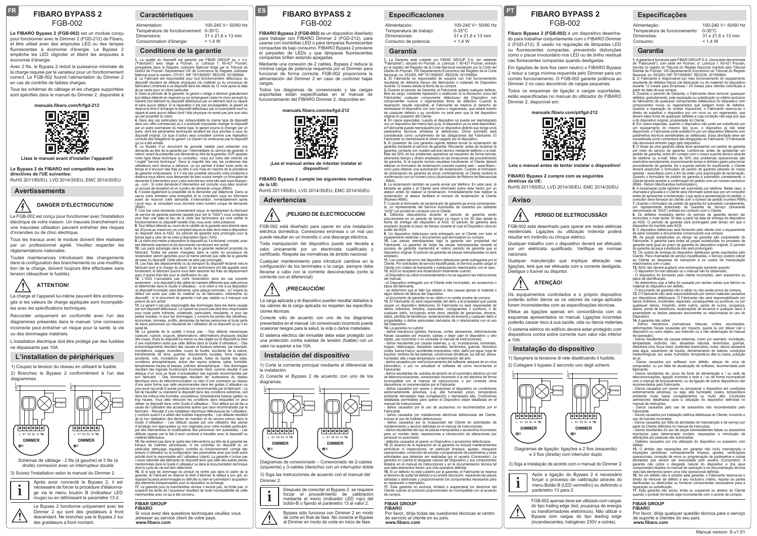# FIBARO BYPASS 2

FGB-002

**Le FIBARO Bypass 2 (FGB-002)** est un module conçu pour fonctionner avec le Dimmer 2 (FGD-212) de Fibaro, et être utilisé avec des ampoules LED ou des lampes fluorescentes à économie d'énergie. Le Bypass 2 empêche les LED clignoter et éteint les ampoules à économie d'énergie.

Avec 2 fils, le Bypass 2 réduit la puissance minimale de la charge requise par le variateur pour un fonctionnement correct. Le FGB-002 fournit l'alimentation du Dimmer 2 en cas de contrôle de faibles charges.

Tous les schémas de câblage et les charges supportées sont spécifiés dans le manuel du Dimmer 2, disponible à:

**manuals.fibaro.com/fr/fgd-212**

**Lisez le manuel avant d'installer l'appareil!**

**Le Bypass 2 de FIBARO est compatible avec les directives de l'UE suivantes:**

RoHS 2011/65/EU, LVD 2014/35/EU, EMC 2014/30/EU

## Avertissements

**DANGER D'ÉLECTROCUTION!**

Le FGB-002 est conçu pour fonctionner avec l'installation électrique de votre maison. Un mauvais branchement ou une mauvaise utilisation peuvent entraîner des risques d'incendies ou de choc électrique.

Tous les travaux avec le module doivent être réalisées par un professionnel agréé. Veuillez respecter les réglementations nationales.

Toutes maintenances introduisant des changements dans la configuration des branchements ou une modification de la charge, doivent toujours être effectuées sans tension (désactiver le fusible).

**ATTENTION!**

La charge et l'appareil lui-même peuvent être endommagés si les valeurs de charge appliquée sont incompatibles avec les spécifications techniques.

Raccorder uniquement en conformité avec l'un des diagrammes présentés dans le manuel. Une connexion incorrecte peut entraîner un risque pour la santé, la vie ou des dommages matériels.

L'installation électrique doit être protégé par des fusibles ne dépassants pas 10A.

## L'installation de périphériques

1) Coupez la tension du réseau en utilisant le fusible.

2) Branchez le Bypass 2 conformément à l'un des diagrammes.

Schémas de câblage - 2 fils (à gauche) et 3 fils (à droite) connexion avec un interrupteur double

3) Suivez l'installation selon le manuel du Dimmer 2.

Après avoir connecté le Bypass 2, il est nécessaire de forcer la procédure d'étalonnage via le menu bouton B (indicateur LED rouge) ou en définissant le paramètre 13-2.

Le Bypass 2 fonctionne uniquement avec les Dimmer 2 qui sont des gradateurs à front descendant. Ne branchez pas le Bypass 2 sur des gradateurs à front montant.

## Caractéristiques

| | |
|---|---|
| Alimentation: | 100-240 V~ 50/60 Hz |
| Température de fonctionnement: | 0-35°C |
| Dimensions: | 31 x 21,6 x 13 mm |
| Consommation d'énergie: | < 1,4 W |

## Conditions de la garantie

**1.** La qualité du dispositif est garantie par FIBAR GROUP sp. z o.o. ("Fabricant") avec siège a Poznań, ul. Lotnicza 1; 60-421 Poznań, enregistrée dans le Registre Judiciaire National dirigé par le Tribunal de District de Poznań, Département VIII de Commerce du Registre Judiciaire National sous le numéro: 370151, NIP 7811858097, REGON: 301595664.
**2.** Le Fabricant est responsable pour tout fonctionnement défectueux du dispositif résultant de défauts physiques (du matériel ou du processus de fabrication) inhérents à ce dispositif dans les délais de 12 mois après la date de sa vente pour un client particulier.
**3.** Dans la période de la garantie, le garant s'oblige à éliminer gratuitement tout défaut détecté en réparant ou en échangeant (selon le choix exclusif du Garant) tout élément du dispositif défectueux par un élément neuf ou réparé et sans aucun défaut. Si la réparation n'est pas envisageable, le garant se réserve le droit d'échanger le dispositif défectueux par un exemplaire neuf ou réparé et sans aucun défaut d'un état physique ne serait pas pire que celui qui est propriété du client.
**4.** Dans des cas particuliers (ex: indisponibilité du meme type de dispositif dans son offre commerciale) ou il s'avererait impossible changer le dispositif par un autre exemplaire du meme type, le garant pourra le changer par un autre, dont les parametres techniques seraient les plus proches a ceux du dispositif original. Ce type d'action sera considéré comme une réalisation correcte des obligations du garant. Le Garant ne rembourse pas le dispositif qui lui a été acheté.
**5.** Le titulaire d'un document de garantie valable peut présenter une demande au titre de la garantie par l'intermédiaire du service de garantie. A retenir: avant de présenter une demande au titre de la garantie, SVP appelez notre ligne bleue technique ou consultez- nous sur notre site internet via l'onglet "service technique". Dans la majorité des cas, les problèmes des utilisateurs sont résolus a distance, ce qui permet d'éviter toute perte de temps et d'encourir des frais au titre d'une mise en demarche de la procédure de garantie innécessaire. S'il n'est pas possible résoudre votre problème a distance nous allons vous demander de bien vouloir remplir un formulaire de demande d'intervention pour y etre autorisé sur notre site web www.fibargroup.- com . Si votre demande d'intervention est envisée vous allez recevoir un accusé de réception et un numéro de demande unique (RMA).
**6.** Il existe également la possibilité de le demander par téléphone. Dans ce cas-la notre entretien sera enregistré et le consultant vous en informera avant de recevoir votre demande (RMA). Immédiatement après l'avoir reçu, le consultant vous donnera votre numéro unique de demande (RMA).
**7.** Une fois votre demande correctement reçue, le représentant du fabricant de service de garantie agréé (appelé plus loin le "ASG") vous contactera pour fixer une date et lieu de la visite des techniciens qui vont vérifier le fonctionnement du dispositif installé chez vous avec votre présence.
**8.** Tout défaut détecté au cours de la validité de la garantie sera éliminé dans les 30 jours au maximum, en comptant depuis la date de la mise a disposition du dispositif dans l'ASG. Sa période de garantie sera prolongée pour le temps égal à celui de sa mise à disposition dans l'ASG.
**9.** Le client doit mettre à disposition le dispositif qu'il réclame, complet, avec ses éléments standard et les documents corroborant son achat.
**10.** Les parts échangées dans le cadre de la garantie restent propriété du fabricant. Toutes les pièces changées dans le cadre du processus de reclamation seront garanties pour la meme période que celle de la garantie de base du dispositif. Cette période ne sera pas prolongée.
**11.** Les frais des déplacements ou du transport du dispositif réclamé vers le fabricant sont à la charge du client. Si les techniciens ont été appelés sans fondement, le fabricant pourra vous faire assumer les frais de déplacement avec d'autres frais liés pour la clarification du cas.
**12.** L'ASG n'accepterа pas votre réclamation dans les cas suivants seulement: - si le dispositif a été utilisé de maniere différente que celle prévue et déterminée dans le Guide d'utilisateur, - si le client a mis a sa disposition un dispositif incomplet, sans éléments, sans plaque nominale, - si l'origine du défaut est autre que celle du matériel ou de fabrication, inhérents du dispositif, - si le document de garantie n'est pas valable ou il manque une preuve de son achat.
**13.** Le garant n'est pas responsable des dommages dans les biens causés par son dispositif défectueux. Le Garant ne pourra pas être tenu responsable pour toute perte indirecte, collatérale, particuliere, résultante, ni pour les pertes morales, ni pour les dommages, y compris les pertes des bénéfices, économies, données, profits, demandes de tierces personnes et toute perte de biens personnels qui résulterait de l'utilisation de ce dispositif ou qu'il en serait lié.
**14.** La garantie de la qualité n'inclue pas: - Des défauts mécaniques (cassure, rupture, coupure, détériorations, déformations physiques résultat des coups, chute du dispositif lui-meme ou des objets sur le dispositif ou bien d'une exploitation autre que celle définie dans le Guide d'utilisateur); - Des endommagements résultant des causes et facteurs externes, par exemple: inondations, orages, incendies, coups de foudre, accidents de la nature, tremblements de terre, guerres, mouvements sociales, force majeure, accidents, vols, inondations par de l'eau, fuites des liquides, fuites des piles, conditions atmosphériques, action des rayons solaires, sable, humidité, températures hautes et basses, pollution atmosphérique; - Des dommages résultant des logiciels fonctionnant incorrecte ment, comme résultat d'une attaque d'un virus ou faute d'actualisation des logiciels recommandée par son fabricant; - Des dommages résultant des: surtensions du réseau électrique et/ou de télécommunications ou bien dommages résultant d'une connexion au réseau d'une autre forme que celle recommandée dans les guides d'utilisation ou pour avoir raccordé d'autres produits non recommandés par le fabricant; - Le fait de travailler ou maintenir le dispositif dans des conditions extremes, soit dans les milieux tres humides, poussiéreux, températures basses (gelés) ou trop hautes. Vous allez retrouver les conditions dans lesquelles on peut utiliser ce dispositif dans votre Guide d'utilisateur; - Tout défaut qui ait lieu a cause de l'utilisation des accessoires autres que ceux recommandés par le fabricant; - Résultat d'une installation électrique défectueuse de l'utilisateur, y compris quand il a utilisé des fusibles inappropriés; - Les défauts résultant de la non réalisation des tâches de maintien et de service prévus dans le Guide d'utilisateur; - Les défauts causés par une utilisation des pieces d'échange non appropriées ou non originales pour votre modele particulier; par des interventions et modifications des personnes non autorisées; - Les défauts causés par le fait d'avoir continué à travailler avec le dispositif ou matériel défectueux.
**15.** Ne rentrent pas dans le cadre des interventions au titre de la garantie les travaux de maintien périodiques, ni les contrôles du dispositif, en particulier, nettoyage, régulation, contrôle du fonctionnement, corrigé des erreurs d'utilisation ou la configuration des parametres ainsi que toute autre activité dont la responsable est l'utilisateur (client). La garantie n'inclue pas l'usure naturelle des éléments du dispositif ainsi que celle des autres pieces mentionnées dans le Guide d'utilisateur ou dans la documentation technique dont la cycle de vie est bien déterminé.
**16.** Si le type de dommage du produit ne rentre pas dans le cadre de la garantie, le Fabricant se réserve le droit d'éliminer le défaut à son gré, en réparant la pièce endommagée ou détruite ou bien en permettant l'acquisition des éléments indispensables pour la réparation ou échange.
**17.** La garantie pour la marchandise vendue n'exclue pas, ne limite pas, ni suspend les droits de l'acquéreur résultant de toute incompatibilité de cette marchandise avec ce qui a été convenu.

**FIBAR GROUP**
**FIBARO**
Si vous avez des questions techniques veuillez vous adresser au service client de votre pays.
**www.fibaro.com**

# FIBARO BYPASS 2

FGB-002

**FIBARO Bypass 2 (FGB-002)** es un dispositivo diseñado para trabajar con FIBARO Dimmer 2 (FGD-212), para usarse con bombillas LED y para lámparas fluorescentes compactas de bajo consumo. FIBARO Bypass 2 previene el parpadeo de LEDs y que lámparas fluorescentes compactas brillen estando apagadas.

Mediante una conexión de 2 cables, Bypass 2 reduce la mínima carga de potencia requerida por el Dimmer para funcionar de forma correcta. FGB-002 proporciona la alimentación del Dimmer 2 en caso de controlar bajas cargas.

Todos los diagramas de conexionado y las cargas soportadas están especificadas en el manual de funcionamiento del FIBARO Dimmer 2, disponible en:

**manuals.fibaro.com/es/fgd-212**

**¡Lea el manual antes de intentar instalar el dispositivo!**

**FIBARO Bypass 2 cumple las siguientes normativas de la UE:**

RoHS 2011/65/EU, LVD 2014/35/EU, EMC 2014/30/EU

## Advertencias

**¡PELIGRO DE ELECTROCUCIÓN!**

FGB-002 está diseñado para operar en una instalación eléctrica doméstica. Conexiones erróneas o un mal uso puede resultar en un incendio o una descarga eléctrica.

Toda manipulación del dispositivo puede ser llevada a cabo únicamente por un electricista cualificado y certificado. Respete las normativas de ámbito nacional.

Cualquier mantenimiento para introducir cambios en la configuración de los terminales o la carga, siempre debe llevarse a cabo con la corriente desconectada (corte la corriente con el diferencial)

**¡PRECAUCIÓN!**

La carga aplicada y el dispositivo pueden resultar dañados si los valores de la carga aplicada no respetan las especificaciones técnicas.

Conecte sólo de acuerdo con uno de los diagramas presentados en el manual. Un conexionado incorrecto puede ocasionar riesgos para la salud, la vida o daños materiales.

El sistema eléctrico del inmueble debe estar protegido con una protección contra subidas de tensión (fusible) con un valor no superior a los 10A.

## Instalación del dispositivo

1) Corte la corriente principal mediante el diferencial de la instalación.

2) Conecte el Bypass 2 de acuerdo con uno de los diagramas.

Diagramas de conexionado – Conexionado de 2-cables (izquierda) y 3-cables (derecha) con un interruptor doble

3) Siga las instrucciones de acuerdo con el manual del Dimmer 2.

Después de conectar el Bypass 2, se requiere forzar el procedimiento de calibración mediante el menú (indicador LED rojo) del botón-B o fijando el parámetro 13 al valor 2.

Bypass sólo funciona con Dimmer 2 en modo de corte en final de fase. No conecte el Bypass al Dimmer en modo de corte en inicio de fase.

## Especificaciones

| | |
|---|---|
| Alimentación: | 100-240 V~ 50/60 Hz |
| Temperatura de trabajo: | 0-35°C |
| Dimensiones: | 31 x 21,6 x 13 mm |
| Consumo de potencia: | < 1,4 W |

## Garantía

**1.** La Garantía esta cubierta por FIBAR GROUP S.A. (en adelante "Fabricante"), ubicado en Poznan, ul. Lotnicza 1; 60-421 Poznan, entrado en el registro del Registro de la Corte Nacional mantenido por la Corte del Distrito en Poznań; VIII Departamento Económico del Registro de la Corte Nacional, no. 553265, NIP 7811858097, REGON: 301595664.
**2.** El Fabricante es responsable de equipos con mal funcionamiento resultante de defectos físicos (de fabricación o material) del Dispositivo durante 12 meses desde la fecha de su compra.
**3.** Durante el periodo de Garantía, el Fabricante quitará cualquier defecto, libre de cargo, mediante reparación o restitución (a la discreción única del Fabricante) cualquier componente defectuoso del Dispositivo con componentes nuevos o regenerados libres de defectos. Cuando la reparación resulte imposible, el Fabricante se reserva el derecho de reemplazar el dispositivo con uno nuevo o regenerado, que estará exento de cualquier defecto y su condición no será peor que la del dispositivo original en posesión del Cliente.
**4.** En casos especiales, cuando el dispositivo no puede ser reemplazado con un dispositivo del mismo tipo (p.ej. el dispositivo ya no está disponible), el Fabricante puede reemplazarlo por un Dispositivo distinto que tenga unos parámetros técnicos similares al defectuoso. Dicha actividad será considerada como cumplimiento de las obligaciones del Fabricante. El Fabricante no reembolsará el dinero pagado por el dispositivo.
**5.** El poseedor de una garantía vigente deberá enviar la reclamación de garantía mediante el servicio de garantía. Recuerde: antes de reclamar la garantía, contacte con nuestro servicio técnico mediante teléfono o e-mail. Más del 50% de los problemas operativos se resuelven de forma remota, ahorrando tiempo y dinero empleado en las reclamaciones del procedimiento de garantía. Si el soporte remoto resultase insuficiente, el Cliente deberá rellenar un formulario de reclamación (usando nuestra web – www.fibaro.-com) para obtener una autorización de reclamación. Cuando el formulario de reclamación de garantía se envíe correctamente, el Cliente recibirá la confirmación con un número único (Autorización de Retorno de Mercancías - RMA).
**6.** La reclamación también se puede enviar por teléfono. En este caso, la llamada se graba y el Cliente será informado sobre éste hecho por un asesor antes de realizar la reclamación. Inmediatamente tras realizar la reclamación, el asesor facilitará el número de reclamación al Cliente (Número-RMA).
**7.** Cuando el formulario de reclamación de garantía se envía correctamente, un representante del Servicio Autorizado de Garantía (en adelante "AGS") se pondrá en contacto con el Cliente.
**8.** Defectos descubiertos durante el periodo de garantía serán solucionados en un periodo de tiempo no mayor a los 30 días desde la fecha de entrega del Dispositivo al AGS. El periodo de garantía será ampliado durante el plazo de tiempo durante el cual el Dispositivo obra en poder del AGS.
**9.** Un dispositivo defectuoso será entregado por el Cliente con todo el equipamiento estándar y documentos que demuestren su compra.
**10.** Las piezas reemplazadas bajo la garantía son propiedad del Fabricante. La garantía de todas las piezas reemplazadas durante el proceso de garantía mantendrá el mismo período de garantía que el dispositivo original. El periodo de garantía de piezas reemplazadas no será ampliado.
**11.** Los costes del envío del dispositivo defectuoso serán sufragados por el Cliente. Por solicitudes de servicio injustificadas, el Servicio puede cargar al Cliente con costes de transporte y manipulación relacionados con el caso.
**12.** AGS no aceptará una reclamación solamente cuando:
- el Dispositivo se utilizó incorrectamente o no se siguieron las instrucciones del manual,
- el Dispositivo entregado por el Cliente está incompleto, sin accesorios o placa del fabricante,
- se determinó que el fallo fue debido a otra causas ajenas al material o algún defecto de fabricación del Dispositivo
- el documento de garantía no es válido o no existe prueba de compra,
**13.** El Fabricante no será responsable del daño a la propiedad que pueda causar un dispositivo defectuoso. El Fabricante no será responsable de daños indirectos, fortuitos, especiales, consecuentes o punitivos, o de cualquier daño, incluyendo entre otros, pérdida de ganancias, ahorros, datos, pérdida de beneficios, reclamaciones de terceros y cualquier daño a propiedades o daños personales derivados de o relacionados con el uso del Dispositivo.
**14.** La garantía no cubre:
- daños mecánicos (grietas, fracturas, cortes, abrasiones, deformaciones físicas causadas por impacto, caídas o dejar caer el dispositivo u otro objeto, uso incorrecto o no consultar el manual de instrucciones);
- daños resultantes por causas externas, p. ej.: inundaciones, tormentas, fuegos, relámpagos, desastres naturales, terremotos, guerras, disturbios civiles, fuerza mayor, accidentes imprevistos, robo, daño por agua, fuga de líquidos, vertido de las baterías, condiciones climáticas, luz del sol, arena, humedad, alta o baja temperatura, contaminación del aire;
- daños causados por mal funcionamiento del software, ataques de un virus informático, o por no actualizar el software tal como recomienda el Fabricante;
- daños resultantes de: subidas de tensión en el suministro eléctrico y/o red de telecomunicaciones, conexionado incorrecto a la red eléctrica de forma incompatible con el manual de instrucciones, o por conectar otros dispositivos no recomendados por el Fabricante.
- daños causados por operar o almacenar el dispositivo en condiciones extremadamente adversas, p.ej. alta humedad, polvo, temperatura ambiente demasiado baja (congelación) o demasiado alta. Condiciones detalladas permisibles para operar el Dispositivo están detalladas en el manual de instrucciones;
- daños causados por el uso de accesorios no recomendados por el Fabricante
- daños causados por instalaciones eléctricas defectuosas del Cliente, incluso el uso de fusibles defectuosos;
- daños causados por la incapacidad del Cliente en actividades de mantenimiento y servicio definidas en el manual de instrucciones;
- daños resultantes del uso de piezas manipuladas o accesorios incorrectos para un modelo dado, reparaciones e introducción de alteraciones por personal no autorizado;
- defectos causados al operar un Dispositivo o accesorios defectuosos.
**15.** El alcance de la reparación en la garantía no incluirá mantenimientos periódicos e inspecciones, en particular limpieza, ajustes, chequeos operacionales, corrección de errores o programación de parámetros y otras actividades que deberían ser realizadas por el usuario (Comprador). La garantía no cubrirá el desgaste natural del Dispositivo y sus componentes listados en el manual de instrucciones y en la documentación técnica tal que tales elementos tienen una vida operacional definida.
**16.** Si un defecto no está cubierto por la garantía, el Fabricante se reserva el derecho de quitar tal defecto a su entera discreción, reparando las piezas dañadas o destruidas y proporcionando los componentes necesarios para su reparación o reemplazo.
**17.** Esta garantía no excluirá, limitará o suspenderá los derechos del Cliente cuando el producto proporcionado es incompatible con el acuerdo de compra.

**FIBAR GROUP**
**FIBARO**
Por favor, dirija todas las cuestiones técnicas al centro de servicio al cliente en su país.
**www.fibaro.com**

# FIBARO BYPASS 2

FGB-002

**Fibaro Bypass 2 (FGB-002)** é um dispositivo desenhado para trabalhar conjuntamente com o FIBARO Dimmer 2 (FGD-212). É usado na regulação de lâmpadas LED ou fluorescentes compactas, prevenindo disfunções como o piscar involuntário nos LED ou de brilho residual nas fluorescentes compactas quando desligadas.

Em ligações de dois fios (sem neutro) o FIBARO Bypass 2 reduz a carga mínima requerida pelo Dimmer para um correto funcionamento. O FGB-002 garante potência ao Dimmer 2 no caso decontrolo de cargas pequenas.

Todos os esquemas de ligação e cargas suportadas, estão especificadas no manual do utilizador do FIBARO Dimmer 2, disponível em:

**manuals.fibaro.com/pt/fgd-212**

**Leia o manual antes de tentar instalar o dispositivo!**

**FIBARO Bypass 2 cumpre com as seguintes diretivas da UE:**

RoHS 2011/65/EU, LVD 2014/35/EU, EMC 2014/30/EU

## Aviso

**PERIGO DE ELETROCUSSÃO!**

FGB-002 está desenhado para operar em redes elétricas residenciais. Ligações ou utilização indevida poderá resultar em incêndio ou choque elétrico.

Qualquer trabalho com o dispositivo deverá ser efetuado por um eletricista qualificado. Verifique as normas nacionais.

Qualquer manutenção que implique alteração nas ligações, terá que ser efetuada com a corrente desligada. Desligue o fusível ou disjuntor.

**ATENÇÃO!**

Os equipamentos controlados e o próprio dispositivo poderão sofrer danos se os valores da carga aplicada forem inconsistentes com as especificações técnicas.

Efetue as ligações apenas em concordância com os esquemas apresentados no manual. Ligações incorretas poderão causar risco à sua saúde, vida ou danos materiais.

O sistema elétrico do edifício deverá estar protegido com dispositivos contra sobre corrente num valor não inferior a 10A.

## Instalação do dispositivo

1) Spegnere la tensione di rete disattivando il fusibile.

2) Collegare il bypass 2 secondo uno degli schemi.

Diagramas de ligação: ligações a 2 fios (esquerda) e 3 fios (direita) com interruptor duplo

3) Siga a instalação de acordo com o manual do Dimmer 2.

Após a ligação do Bypass 2 é necessário forçar o processo de calibração através do menu Botão B (LED vermelho) ou definindo o parâmetro 13 para 2.

FGB-002 apenas deve ser utilizado com cargas do tipo trailing edge (led, poupança de energia ou transformadores eletrónicos). Não utilizar o Bypass com cargas do tipo leading edge (incandescentes, halogéneo 230V e outras).

## Especificações

| | |
|---|---|
| Alimentação: | 100-240 V~ 50/60 Hz |
| Temperatura de funcionamento: | 0-35°C |
| Dimensões: | 31 x 21,6 x 13 mm |
| Consumo: | < 1,4 W |

## Garantia

**1.** A garantia é fornecida pela FIBAR GROUP S.A. (doravante denominada de "Fabricante"), com sede em Poznan, ul. Lotnicza 1; 60-421 Poznan, inscrita no registo do Tribunal do Registo Nacional mantido pelo Tribunal Distrital de Poznan, VIII Departamento Económico do Registo Nacional da Corte, n.º 553265, NIP 7811858097, REGON: 301595664.
**2.** O Fabricante é responsável por mau funcionamento do equipamento resultante de defeitos físicos (de fabricação ou de material) do dispositivo durante 12 meses para Empresas / 24 meses para clientes individuais a partir da data da sua compra.
**3.** Durante o período de Garantia, o Fabricante deve remover quaisquer defeitos, gratuitamente, pela reparação ou substituição (a critério exclusivo do fabricante) de quaisquer componentes defeituosos do dispositivo com componentes novos ou regenerados que estejam livres de defeitos. Quando a reparação se revelar impossível, o Fabricante reserva-se o direito de substituir o dispositivo por um novo ou um regenerado, que devem estar livres de quaisquer defeitos e cuja condição não seja pior que a do dispositivo original, propriedade do Cliente.
**4.** Em casos especiais, quando o dispositivo não pode ser substituído por um equipamento do mesmo tipo (p.ex. o dispositivo já não estar disponível), o Fabricante pode substituí-lo por um dispositivo diferente com parâmetros técnicos semelhantes ao defeituoso. Essa atividade deve ser considerada como cumprimento das obrigações do Fabricante. O Fabricante não devolverá dinheiro pago pelo dispositivo.
**5.** O titular de uma garantia válida deve apresentar um pedido de garantia por meio do serviço de garantia. Lembre-se: antes de apresentar um pedido de garantia, entre em contato com o nosso suporte técnico através de telefone ou e-mail. Mais de 50% dos problemas operacionais são resolvidos remotamente, economizando tempo e dinheiro gasto para iniciar procedimento de garantia. Se o suporte remoto for insuficiente, o Cliente deverá preencher o formulário de pedido de garantia (através do nosso website - www.fibaro.com) a fim de obter uma autorização de reclamação. Quando o formulário de pedido de garantia é submetido corretamente, o Cliente deverá receber a confirmação do pedido com um número exclusivo (RMA - Return Merchandise Authorization).
**6.** A reclamação pode também ser submetida por telefone. Neste caso, a chamada é gravada e o Cliente será informado sobre isso por um consultor antes de apresentar a reclamação. Logo após a apresentação do pedido, o consultor deve fornecer ao cliente com o número de pedido (número RMA).
**7.** Quando o formulário de pedido de garantia for submetido corretamente, um representante Autorizado da Garantia de Serviço (doravante denominada de "ASG") entrará em contacto com o Cliente.
**8.** Os defeitos revelados dentro do período de garantia devem ser removidos o mais tardar 30 dias a partir da data de entrega do dispositivo ao ASG. O período de garantia será prolongado pelo tempo em que o dispositivo foi mantido pelo ASG.
**9.** O dispositivo defeituoso será fornecido pelo cliente com o equipamento de série completo e documentos comprovando sua compra.
**10.** As peças substituídas ao abrigo da garantia são propriedade do Fabricante. A garantia para todas as peças substituídas no processo de garantia será igual ao prazo de garantia do dispositivo original. O período de garantia da peça substituída não será prolongado.
**11.** Os custos de entrega do dispositivo defeituoso serão suportados pelo Cliente. Para pedidos de serviço injustificados, o Serviço poderá cobrar ao Cliente as despesas de transporte e os custos de manipulação relacionados com o caso.
**12.** AGS não deverá aceitar uma reclamação somente quando:
- O dispositivo foi mal utilizado ou o manual não foi observado,
- O dispositivo foi fornecido pelo cliente incompleto, sem acessórios ou placa de identificação,
- Se determinou que a falha foi causada por razões outras que fabrico ou material do dispositivo ser defeito,
- O documento de garantia não é válido ou não existe prova de compra,
**13.** O Fabricante não será responsabilizado por danos materiais causados por dispositivos defeituosos. O Fabricante não será responsabilizado por danos indiretos, incidentais, especiais, consequentes ou punitivos, ou por quaisquer danos, incluindo, entre outros, perda de lucros, poupança, dados, perda de benefícios, reclamações de terceiros e qualquer dano à propriedade ou lesões pessoais decorrentes ou relacionados do uso do Dispositivo.
**14.** A garantia não cobre:
- Danos mecânicos (rachaduras, fraturas, cortes, escoriações, deformações físicas causadas por impacto, queda ou por deixar cair o dispositivo ou outro objeto, uso indevido ou a não observação do manual de operação);
- Danos resultantes de causas externas, como por exemplo: inundação, tempestade, incêndio, raio, desastres naturais, terremoto, guerra, distúrbios civis, força maior, acidentes imprevistos, roubo, danos causados pela água, vazamento de líquido, derramamento de bateria, condições meteorológicas, sol, areia, humidade, temperatura alta ou baixa, poluição do ar;
- Danos causados por software com defeito, ataque de vírus de computador, ou por falta de atualização de software, recomendada pelo fabricante;
- Danos resultantes de: picos de fonte de alimentação e / ou rede de telecomunicações, ligação incorreta à rede e / ou de forma incompatível com o manual de funcionamento, ou da ligação de outros dispositivos não recomendados pelo Fabricante.
- Danos causados por operar ou armazenar o dispositivo em condições extremamente adversas, ou seja, alta humidade, poeira, temperatura ambiente muito baixa (congelamento) ou muito alta. Condições admissíveis detalhadas para a utilização do dispositivo definidas no manual de instruções;
- Danos causados pelo uso de acessórios não recomendados pelo Fabricante
- Danos causados por instalação elétrica defeituosa do Cliente, incluindo o uso de fusíveis incorretos;
- Danos causados por falta de atividades de manutenção e de serviço por parte do Cliente definido no manual de instruções;
- Danos resultantes do uso de peças sobressalentes falsas ou acessórios impróprios para determinado modelo, reparações e introdução de alterações por pessoas não autorizadas;
- Defeitos causados por má utilização do dispositivo ou acessório com defeito.
**15.** O âmbito das reparações em garantia não inclui manutenção e inspeções periódicas, nomeadamente limpeza, ajustes, verificações operacionais, correção de erros ou programação de parâmetros e outras atividades que devem ser executadas pelo usuário (Comprador). A garantia não cobre o desgaste natural do dispositivo e dos seus componentes listados no manual de operação e na documentação técnica visto tais elementos terem uma vida operacional definida.
**16.** Se um defeito não é coberto pela garantia, o Fabricante reserva-se o direito de remover tal defeito a seu exclusivo critério, reparar as peças danificadas ou destruídas ou fornecer componentes necessários para a reparação ou substituição.
**17.** Esta garantia não exclui, limita ou suspende os direitos do Cliente quando o produto fornecido é incompatível com o acordo de compra.

**FIBAR GROUP**
**FIBARO**
Por favor, dirija qualquer questão técnica para o serviço de suporte a clientes do seu país.
**www.fibaro.com**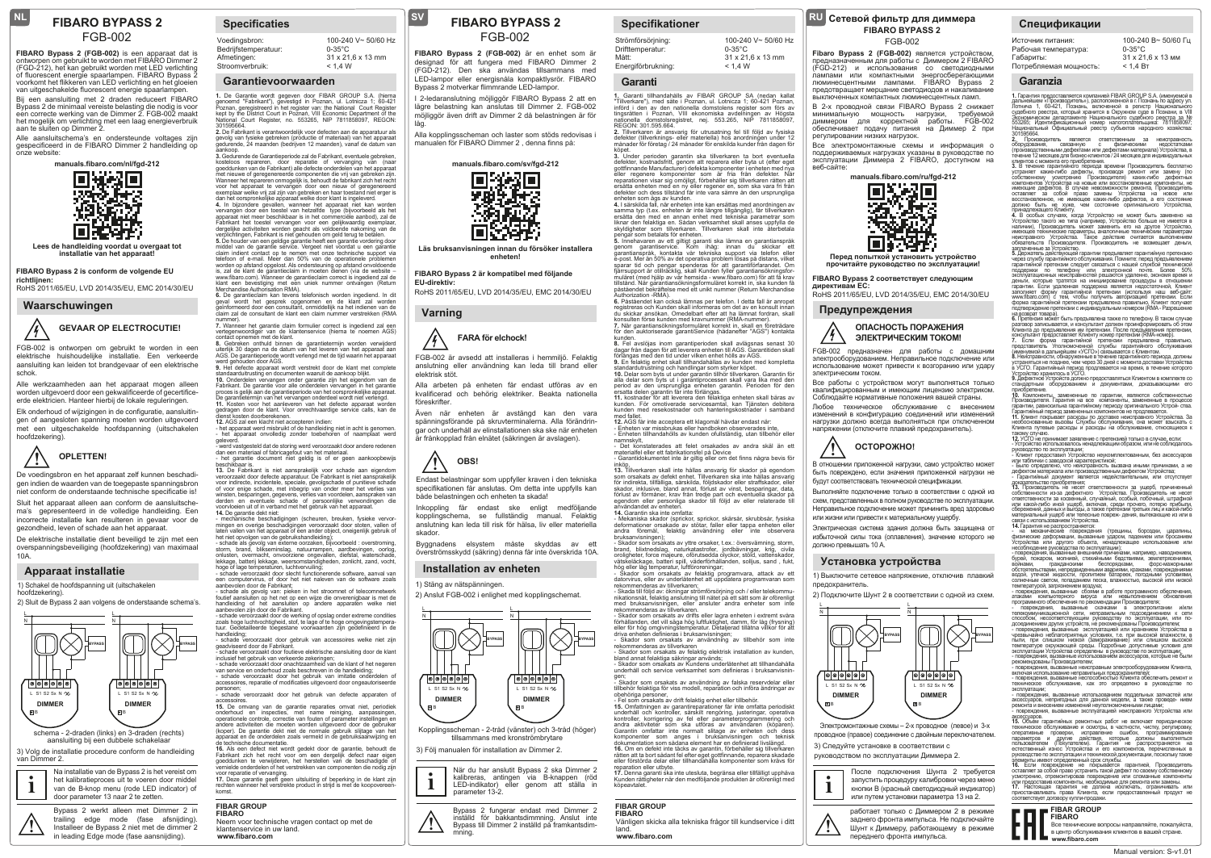NL

# FIBARO BYPASS 2

FGB-002

**FIBARO Bypass 2 (FGB-002)** is een apparaat dat is ontworpen om gebruikt te worden met FIBARO Dimmer 2 (FGD-212), het kan gebruikt worden met LED verlichting of fluorescent energie spaarlampen. FIBARO Bypass 2 voorkomt het flikkeren van LED verlichting en het gloeien van uitgeschakelde fluorescent energie spaarlampen.

Bij een aansluiting met 2 draden reduceert FIBARO Bypass 2 de minimaal vereiste belasting die nodig is voor een correcte werking van de Dimmer 2. FGB-002 maakt het mogelijk om verlichting met een laag energieverbruik aan te sluiten op Dimmer 2.

Alle aansluitschema's en ondersteunde voltages zijn gespecificeerd in de FIBARO Dimmer 2 handleiding op onze website:

**manuals.fibaro.com/nl/fgd-212**

**Lees de handleiding voordat u overgaat tot installatie van het apparaat!**

**FIBARO Bypass 2 is conform de volgende EU richtlijnen:**
RoHS 2011/65/EU, LVD 2014/35/EU, EMC 2014/30/EU

## Waarschuwingen

**GEVAAR OP ELECTROCUTIE!**

FGB-002 is ontworpen om gebruikt te worden in een elektrische huishoudelijke installatie. Een verkeerde aansluiting kan leiden tot brandgevaar of een elektrische schok.

Alle werkzaamheden aan het apparaat mogen alleen worden uitgevoerd door een gekwalificeerde of gecertificeerde elektricien. Hanteer hierbij de lokale reguleringen.

Elk onderhoud of wijzigingen in de configuratie, aansluitingen of aangesloten spanning moeten worden uitgevoerd met een uitgeschakelde hoofdspanning (uitschakelen hoofdzekering).

**OPLETTEN!**

De voedingsbron en het apparaat zelf kunnen beschadigen indien de waarden van de toegepaste spanningsbron niet conform de onderstaande technische specificatie is!

Sluit het apparaat alleen aan conform de aansluitschema's gepresenteerd in de volledige handleiding. Een incorrecte installatie kan resulteren in gevaar voor de gezondheid, leven of schade aan het apparaat.

De elektrische installatie dient beveiligd te zijn met een overspanningsbeveiliging (hoofdzekering) van maximaal 10A.

## Apparaat installatie

1) Schakel de hoofdspanning uit (uitschakelen hoofdzekering).

2) Sluit de Bypass 2 aan volgens de onderstaande schema's.

schema - 2-draden (links) en 3-draden (rechts) aansluiting bij een dubbele schakelaar

3) Volg de installatie procedure conform de handleiding van Dimmer 2.

Na installatie van de Bypass 2 is het vereist om het kalibratieproces uit te voeren door middel van de B-knop menu (rode LED indicator) of door parameter 13 naar 2 te zetten.

Bypass 2 werkt alleen met Dimmer 2 in trailing edge mode (fase afsnijding). Installeer de Bypass 2 niet met de dimmer 2 in leading Edge mode (fase aansnijding).

## Specificaties

| | |
|---|---|
| Voedingsbron: | 100-240 V~ 50/60 Hz |
| Bedrijfstemperatuur: | 0-35°C |
| Afmetingen: | 31 x 21,6 x 13 mm |
| Stroomverbruik: | < 1,4 W |

## Garantievoorwaarden

**1.** De Garantie wordt gegeven door FIBAR GROUP S.A. (hierna genoemd "Fabrikant"), gevestigd in Poznan, ul. Lotnicza 1; 60-421 Poznan, geregistreerd in het register van: the National Court Register kept by the District Court in Poznań, VIII Economic Department of the National Court Register, no. 553265, NIP 7811858097, REGON: 301595664.

**2.** De Fabrikant is verantwoordelijk voor defecten aan de apparatuur als gevolg van fysieke gebreken (productie of materiaal) van het apparaat gedurende, 24 maanden (bedrijven 12 maanden), vanaf de datum van aankoop.

**3.** Gedurende de Garantieperiode zal de Fabrikant, eventuele gebreken, kosteloos repareren, door reparatie of vervanging van (naar goeddunken van de Fabrikant) alle defecte onderdelen van het apparaat met nieuwe of gereviseerde componenten die vrij van gebreken zijn. Wanneer het repareren onmogelijk is, behoudt de fabrikant zich het recht voor het apparaat te vervangen door een nieuw of gereviseerd exemplaar welke vrij zal zijn van gebreken en haar toestand niet erger is dan het oorspronkelijke apparaat welke door klant is ingeleverd.

**4.** In bijzondere gevallen, wanneer het apparaat niet kan worden vervangen door een toestel van hetzelfde type (bijvoorbeeld als het apparaat niet meer beschikbaar is in het commerciële aanbod), zal de Fabrikant het toestel vervangen voor een gelijkwaardig exemplaar, dergelijke activiteiten worden geacht als voldoende nakoming van de verplichtingen, Fabrikant is niet gehouden om geld terug te betalen.

**5.** De houder van een geldige garantie heeft een garantie vordering door middel van de garantie service. Vergeet niet voordat u een garantie claim indient contact op te nemen met onze technische support via telefoon of e-mail. Meer dan 50% van de operationele problemen worden op afstand opgelost. Als ondersteuning op afstand onvoldoende is, zal de klant de garantieclaim in moeten dienen via de website – www.fibaro.com). Wanneer de garantieclaim correct is ingediend zal de klant een bevestiging met een uniek nummer ontvangen (Return Merchandise Authorization RMA).

**6.** De garantieclaim kan tevens telefonisch worden ingediend. In dit geval wordt het gesprek opgenomen en de klant zal worden geïnformeerd door een consultant, onmiddellijk na het indienen van de claim zal de consultant de klant een claim nummer verstrekken (RMA nummer).

**7.** Wanneer het garantie claim formulier correct is ingediend zal een vertegenwoordiger van de klantenservice (hierna te noemen AGS) contact opnemen met de klant.

**8.** Gebreken onthuld binnen de garantietermijn worden verwijderd uiterlijk 30 dagen na de datum van het leveren van het apparaat aan AGS. De garantieperiode wordt verlengd met de tijd waarin het apparaat werd gehouden door AGS.

**9.** Het defecte apparaat wordt verstrekt door de klant met complete standaarduitrusting en documenten waaruit de aankoop blijkt.

**10.** Onderdelen vervangen onder garantie zijn het eigendom van de Fabrikant. De garantie voor alle onderdelen vervangen in het garantie proces is gelijk aan de garantieperiode van het oorspronkelijke apparaat. De garantietermijn van het vervangen onderdeel wordt niet verlengd.

**11.** Kosten voor het aanleveren van het defecte apparaat worden gedragen door de klant. Voor onrechtvaardige service calls, kan de dienst kosten doorberekenen.

**12.** AGS zal een klacht niet accepteren indien:
- het apparaat werd misbruikt of de handleiding niet in acht is genomen.
- het apparaat onvolledig zonder toebehoren of naamplaat werd geleverd.
- werd vastgesteld dat de storing werd veroorzaakt door andere redenen dan een materiaal of fabricagefout van het materiaal.
- het garantie document niet geldig is of er geen aankoopbewijs beschikbaar is.

**13.** De Fabrikant is niet aansprakelijk voor schade aan eigendom veroorzaakt door defecte apparatuur. De Fabrikant is niet aansprakelijk voor indirecte, incidentele, speciale, gevolgschade of punitieve schade of voor enige schade, met inbegrip van onder meer het verlies van winsten, besparingen, gegevens, verlies van voordelen, aanspraken van derden en eventuele schade of persoonlijke verwondingen die voortvloeien uit of in verband met het gebruik van het apparaat.

**14.** De garantie dekt niet:
- mechanische beschadigingen (scheuren, breuken, fysieke vervormingen en overige beschadigingen veroorzaakt door stoten, vallen of laten vallen van het apparaat of een ander object, oneigenlijk gebruik of het niet opvolgen van de gebruikshandleiding);
- schade als gevolg van externe oorzaken, bijvoorbeeld : overstroming, storm, brand, blikseminslag, natuurrampen, aardbevingen, oorlog, onlusten, overmacht, onvoorziene ongevallen, diefstal, waterschade, lekkage, batterij lekkage, weersomstandigheden, zonlicht, zand, vocht, hoge of lage temperaturen, luchtvervuiling;
- schade veroorzaakt door slecht functionerende software, aanval van een computervirus, of door het niet naleven van de software zoals aanbevolen door de Fabrikant;
- schade als gevolg van: pieken in het stroomnet of telecommnetwerk foutief aansluiten op het net op een wijze die onverenigbaar is met de handleiding of het aansluiten op andere apparaten welke niet aanbevolen zijn door de Fabrikant;
- schade veroorzaakt door de werking of opslag onder extreme condities zoals hoge luchtvochtigheid, stof, te lage of te hoge omgevingstemperatuur. Gedetailleerde toegestane voorwaarden zijn gedefinieerd in de handleiding;
- schade veroorzaakt door gebruik van accessoires welke niet zijn geadviseerd door de Fabrikant;
- schade veroorzaakt door foutieve elektrische aansluiting door de klant inclusief het gebruik van verkeerde zekeringen;
- schade veroorzaakt door onachtzaamheid van de klant of het negeren van service en onderhoud zoals beschreven in de handleiding;
- schade veroorzaakt door het gebruik van imitatie onderdelen of accessoires, reparatie of modificaties uitgevoerd door ongeautoriseerde personen;
- schade veroorzaakt door het gebruik van defect apparaten of accessoires.

**15.** De omvang van de garantie reparaties omvat niet, periodiek onderhoud en inspecties, met name reiniging, aanpassingen, operationele controle, correctie van fouten of parameter instellingen en andere activiteiten die moeten worden uitgevoerd door de gebruiker (koper). De garantie dekt niet de normale slijtage van het apparaat en de onderdelen zoals vermeld in de gebruiksaanwijzing en de technische documentatie.

**16.** Als een defect niet wordt gedekt door de garantie, behoudt de Fabrikant zich het recht voor om een dergelijk defect naar eigen goeddunken te verwijderen, het herstellen van de beschadigde of vernielde onderdelen of het verstrekken van onderdelen die nodig zijn voor reparatie of vervanging.

**17.** Deze garantie geeft geen uitsluiting of beperking in de klant zijn rechten wanneer het verstrekte product in strijd is met de koopovereenkomst.

**FIBAR GROUP**
**FIBARO**
Neem voor technische vragen contact op met de klantenservice in uw land.
**www.fibaro.com**

SV

# FIBARO BYPASS 2

FGB-002

**FIBARO Bypass 2 (FGB-002)** är en enhet som är designad för att fungera med FIBARO Dimmer 2 (FGD-212). Den ska användas tillsammans med LED-lampor eller energisnåla kompaktlysrör. FIBARO Bypass 2 motverkar flimmande LED-lampor.

I 2-ledaranslutning möjliggör FIBARO Bypass 2 att en lägre belastning kan anslutas till Dimmer 2. FGB-002 möjliggör även drift av Dimmer 2 då belastningen är för låg.

Alla kopplingsscheman och laster som stöds redovisas i manualen för FIBARO Dimmer 2 , denna finns på:

**manuals.fibaro.com/sv/fgd-212**

**Läs bruksanvisningen innan du försöker installera enheten!**

**FIBARO Bypass 2 är kompatibel med följande EU-direktiv:**
RoHS 2011/65/EU, LVD 2014/35/EU, EMC 2014/30/EU

## Varning

**FARA för elchock!**

FGB-002 är avsedd att installeras i hemmiljö. Felaktig anslutning eller användning kan leda till brand eller elektrisk stöt.

Alla arbeten på enheten får endast utföras av en kvalificerad och behörig elektriker. Beakta nationella föreskrifter.

Även när enheten är avstängd kan den vara spänningsförande på skruvterminalerna. Alla förändringar och underhåll av installationen ska ske när enheten är frånkopplad från elnätet (säkringen är avslagen).

**OBS!**

Endast belastningar som uppfyller kraven i den tekniska specifikationen får anslutas. Om detta inte uppfylls kan både belastningen och enheten ta skada!

Inkoppling får endast ske enligt medföljande kopplingsschema, se fullständig manual. Felaktig anslutning kan leda till risk för hälsa, liv eller materiella skador.

Byggnadens elsystem måste skyddas av ett överströmsskydd (säkring) denna får inte överskrida 10A.

## Installation av enheten

1) Stäng av nätspänningen.

2) Anslut FGB-002 i enlighet med kopplingsschemat.

Kopplingsscheman - 2-tråd (vänster) och 3-tråd (höger) tillsammans med kronströmbrytare

3) Följ manualen för installation av Dimmer 2.

När du har anslutit Bypass 2 ska Dimmer 2 kalibreras, antingen via B-knappen (röd LED-indikator) eller genom att ställa in parameter 13-2.

Bypass 2 fungerar endast med Dimmer 2 inställd för bakkantsdimmning. Anslut inte Bypass till Dimmer 2 inställd på framkantsdimmning.

## Specifikationer

| | |
|---|---|
| Strömförsörjning: | 100-240 V~ 50/60 Hz |
| Drifttemperatur: | 0-35°C |
| Mått: | 31 x 21,6 x 13 mm |
| Energiförbrukning: | < 1,4 W |

## Garanti

**1.** Garanti tillhandahålls av FIBAR GROUP S.A. (nedan kallat "Tillverkare"), med säte i Poznan, ul. Lotnicza 1; 60-421 Poznan, infört i den av den nationella domstolens register som förs av tingsrätten i Poznań, VIII ekonomiska avdelningen av Högsta nationella domstolsregistret, nej. 553.265, NIP 7811858097, REGON: 301.595.664.

**2.** Tillverkaren är ansvarig för utrustning fel till följd av fysiska defekter (tillverknings- eller materialfel) hos anordningen under 12 månader för företag / 24 månader för enskilda kunder från dagen för köpet.

**3.** Under perioden garantin ska tillverkaren ta bort eventuella defekter, kostnadsfritt, genom att reparera eller byta ut (efter eget gottfinnande Manufacturer) defekta komponenter i enheten med nya eller reparerade komponenter som är fria från defekter. När reparationen visar sig omöjlig, förbehåller sig tillverkaren rätten att ersätta enheten med en ny eller regenerering, som ska vara fri från defekter och dess tillstånd får inte vara sämre än den ursprungliga enheten som ägs av kunden.

**4.** I särskilda fall, när enheten inte kan ersättas med anordningen av samma typ (t.ex. enheten är inte längre tillgänglig), får tillverkaren ersätta den med en annan enhet med tekniska parametrar som liknar den felaktiga en. Sådan verksamhet skall anses uppfylla de skyldigheter som tillverkaren. Tillverkaren skall inte återbetala pengar som betalats för enheten.

**5.** Innehavaren av en giltigt garanti ska lämna en garantianspråk genom garantiservice. Kom ihåg: innan du skickar ett garantianspråk, kontakta vår tekniska support via telefon eller e-post. Mer än 50% av det operativa problem lösas på distans, vilket sparar tid och pengar spenderas för att garantiförfarandet. Om fjärrsupport är otillräcklig, skall Kunden fylla i garantianspråksformuläret (med hjälp av vår hemsida - www.fibaro.com) för att få krav tillstånd. När garantianspråksformuläret korrekt in, ska Kunden få bekräftelse med en unik nummer (Return Merchandise Authorization -RMA).

**6.** Påståendet kan också lämnas per telefon. I detta fall är anropet registreras och Kunden skall informeras om det av en konsult innan du skickar ansökan. Omedelbart efter att ha lämnat ansökan, skall konsulten förse kunden med kravnummer (RMA-nummer).

**7.** När garantianspråksformuläret korrekt in, skall en företrädare för den auktoriserade garantiService (hädanefter "AGS") kontakta kunden.

**8.** Fel avslöjas inom garantiperioden skall avlägsnas senast 30 dagar från dagen för att leverera enheten till AGS. Garantitiden skall förlängas med den tid under vilken enhet hölls av AGS.

**9.** En felaktig enhet skall tillhandahållas av Kunden med kompletta standardutrustning och handlingar som styrker köpet.

**10.** Delar som byts ut under garantin tillhör tillverkaren. Garantin för alla delar som byts ut i garantiprocessen skall vara lika med den period av den ursprungliga enheten garanti. Perioden för den ersatta delens garanti skall inte förlängas.

**11.** kostnader för att leverera den felaktiga enheten skall bäras av kunden. För omotiverade servicesamtal, kan Tjänsten debitera kunden med resekostnader och hanteringskostnader i samband med fallet.

**12.** AGS får inte acceptera ett klagomål hävdar endast när:
- Enheten var missbrukas eller handboken observerades inte,
- Enheten tillhandahölls av kunden ofullständig, utan tillbehör eller namnskylt,
- Det konstaterades att felet orsakades av andra skäl än ett materialfel eller ett fabrikationsfel på Device
- Garantidokumentet inte är giltig eller om det finns några bevis för inköp,

**13.** Tillverkaren skall inte hållas ansvarig för skador på egendom som orsakats av defekt enhet. Tillverkaren ska inte hållas ansvarig för indirekta, tillfälliga, speciella, följdskador eller straffskador, eller skador, inklusive, bland annat, förlust av vinst, besparingar, data, förlust av förmåner, krav från tredje part och eventuell skada på egendom eller personliga skador till följd av eller relaterade till användandet av enheten.

**14.** Garantin ska inte omfatta:
- Mekaniska skador (sprickor, sprickor, skärsår, skrubbsår, fysiska deformationer orsakade av stötar, faller eller tappa enheten eller andra föremål, felaktig användning eller inte observera bruksanvisningen);
- Skador som orsakats av yttre orsaker, t.ex.: översvämning, storm, brand, blixtnedslag, naturkatastrofer, jordbävningar, krig, civila oroligheter, force majeure, oförutsedda olyckor, stöld, vattenskador, vätskeläckage, batteri spill, väderförhållanden, solljus, sand, fukt, hög eller låg temperatur, luftföroreningar;
- Skador som orsakats av felaktig programvara, attack av ett datorvirus, eller av underlåtenhet att uppdatera programvaran som rekommenderas av tillverkaren;
- Skada till följd av: ökningar strömförsörjning och / eller telekommunikationsnät, felaktig anslutning till nätet på ett sätt som är oförenligt med bruksanvisningen, eller anslutning andra enheter som inte rekommenderas av tillverkaren;
- Skador som orsakats av drifts eller lagra enheten i extremt svåra förhållanden, det vill säga hög luftfuktighet, damm, för låg (frysning) eller för hög omgivningstemperatur. Detaljerad tillåtna villkor för att driva enheten definieras i bruksanvisningen;
- Skador som orsakats av användning av tillbehör som inte rekommenderas av tillverkaren
- Skador som orsakats av felaktig elektrisk installation av kunden, bland annat felaktiga säkringar används;
- Skador som orsakats av Kunders underlåtenhet att tillhandahålla underhåll och service verksamhet som definieras i bruksanvisningen;
- Skador som orsakats av användning av falska reservdelar eller tillbehör felaktigt för vissa modell, reparation och införa ändringar av obehöriga personer;
- Fel som orsakats av drift felaktig enhet eller tillbehör.

**15.** Omfattningen av garantireparationer får inte omfatta periodisk underhåll och kontroller, särskilt rengöring, justeringar, operativa kontroller, korrigering av fel eller parameterprogrammering och andra aktiviteter som ska utföras av användaren (köparen). Garantin omfattar inte normalt slitage av enheten och dess komponenter som anges i bruksanvisningen och teknisk dokumentation som sådana element har en definierad livslängd.

**16.** Om en defekt inte täcks av garantin, förbehåller sig tillverkaren rätten att ta bort sådant fel efter eget gottfinnande, reparera skadade eller förstörda delar eller tillhandahålla komponenter som krävs för reparation eller utbyte.

**17.** Denna garanti ska inte utesluta, begränsa eller tillfälligt upphäva Kunden rättigheter när den medföljande produkten är oförenligt med köpeavtalet.

**FIBAR GROUP**
**FIBARO**
Vänligen skicka alla tekniska frågor till kundservice i ditt land.
**www.fibaro.com**

RU

# Сетевой фильтр для диммера FIBARO BYPASS 2

FGB-002

**Fibaro Bypass 2 (FGB-002)** является устройством, предназначенным для работы с Диммером 2 FIBARO (FGD-212) и использования со светодиодными лампами и компактными энергосберегающими люминесцентными лампами. FIBARO Bypass 2 предотвращает мерцание светодиодных и накаливание выключенных компактных люминесцентных ламп.

В 2-х проводной связи FIBARO Bypass 2 снижает минимальную мощность нагрузки, требуемой диммером для корректной работы. FGB-002 обеспечивает подачу питания на Диммер 2 при регулировании низких нагрузок.

Все электромонтажные схемы и информация о поддерживаемых нагрузках указаны в руководстве по эксплуатации Диммера 2 FIBARO, доступном на веб-сайте:

**manuals.fibaro.com/ru/fgd-212**

**Перед попыткой установить устройство прочитайте руководство по эксплуатации!**

**FIBARO Bypass 2 соответствует следующим директивам ЕС:**
RoHS 2011/65/EU, LVD 2014/35/EU, EMC 2014/30/EU

## Предупреждения

**ОПАСНОСТЬ ПОРАЖЕНИЯ ЭЛЕКТРИЧЕСКИМ ТОКОМ!**

FGB-002 предназначен для работы с домашним электрооборудованием. Неправильное подключение или использование может привести к возгоранию или удару электрическим током.

Все работы с устройством могут выполняться только квалифицированным и имеющим лицензию электриком. Соблюдайте нормативные положения вашей страны.

Любое техническое обслуживание с внесением изменений в конфигурацию соединений или изменения нагрузки должно всегда выполняться при отключенном напряжении (отключите плавкий предохранитель).

**ОСТОРОЖНО!**

В отношении приложенной нагрузки, само устройство может быть повреждено, если значения приложенной нагрузки не будут соответствовать технической спецификации.

Выполняйте подключение только в соответствии с одной из схем, представленных в полном руководстве по эксплуатации. Неправильное подключение может причинить вред здоровью или жизни или привести к материальному ущербу.

Электрическая система здания должна быть защищена от избыточной силы тока (оплавления), значение которого не должно превышать 10 А.

## Установка устройства

1) Выключите сетевое напряжение, отключив плавкий предохранитель.

2) Подключите Шунт 2 в соответствии с одной из схем.

Электромонтажные схемы – 2-х проводное (левое) и 3-х проводное (правое) соединение с двойным переключателем.

3) Следуйте установке в соответствии с руководством по эксплуатации Диммера 2.

После подключения Шунта 2 требуется запустить процедуру калибровки через меню кнопки B (красный светодиодный индикатор) или путем установки параметра 13 на 2.

работает только с Диммером 2 в режиме заднего фронта импульса. Не подключайте Шунт к Диммеру, работающему в режиме переднего фронта импульса.

## Спецификации

| | |
|---|---|
| Источник питания: | 100-240 В~ 50/60 Гц |
| Рабочая температура: | 0-35°C |
| Габариты: | 31 x 21,6 x 13 мм |
| Потребляемая мощность: | < 1,4 Вт |

## Garanzia

**1.** Гарантия предоставляется компанией FIBAR GROUP S.A. (именуемой в дальнейшем «Производитель»), расположенной в г. Познань по адресу ул. Лотница 1, 60-421, Познань, включенной в реестр Национального судебного реестра, который хранится в Окружном суде в Познани, в VIII Экономическом департаменте Национального судебного реестра за № 553265, Идентификационный номер налогоплательщика 7811858097, Национальный Официальный реестр субъектов народного хозяйства: 301595664.

**2.** Производитель является ответственным за неисправность оборудования, связанную с физическими недостатками (производственными дефектами или дефектами материала) Устройства, в течение 12 месяцев для бизнес-клиентов / 24 месяцев для индивидуальных клиентов с момента его приобретения.

**3.** В течение гарантийного периода времени Производитель бесплатно устраняет какие-либо дефекты, производя ремонт или замену (по собственному усмотрению Производителя) любых дефектных компонентов Устройства на новые или восстановленные компоненты, не имеющие дефектов. В случае невозможности ремонта, Производитель оставляет за собой право замены Устройства на новое или восстановленное, не имеющее каких-либо дефектов, а его состояние должно быть не хуже, чем состояние оригинального Устройства, принадлежащего Клиенту.

**4.** В особых случаях, когда Устройство не может быть заменено на Устройство такого же типа (например, Устройство больше не имеется в наличии), Производитель может заменить его на другое Устройство, имеющее технические параметры, аналогичные техническим параметрам неисправного Устройства. Такое действие считается выполнением обязательств Производителя. Производитель не возмещает деньги, затраченные за Устройство.

**5.** Держатель действующей гарантии представляет гарантийную претензию через службу гарантийного обслуживания. Помните: перед предъявлением гарантийной претензии следует связаться с нашей службой технической поддержки по телефону или электронной почте. Более 50% эксплуатационных неисправностей решаются удаленно, экономя время и деньги, которые тратятся на инициирование процедуры в отношении гарантии. Если удаленная поддержка является недостаточной, Клиент заполняет форму гарантийной претензии (используя наш веб-сайт: www.fibaro.com) с тем, чтобы получить авторизацию претензии. Если форма гарантийной претензии представлена правильно, Клиент получает подтверждение претензии с индивидуальным номером (RMA - Разрешение на возврат товара).

**6.** Претензия может быть предъявлена также по телефону. В таком случае разговор записывается, и консультант должен проинформировать об этом Клиента до предъявления им претензии. После предъявления претензии, консультант предоставляет Клиенту номер претензии (RMA-номер).

**7.** Если форма гарантийной претензии представлена правильно, представитель Уполномоченной службы гарантийного обслуживания (именуемой в дальнейшем «УСГО») связывается с Клиентом.

**8.** Неисправности, обнаруженные в течение гарантийного периода, должны устраняться не позднее, чем через 30 дней с момента доставки Устройства в УСГО. Гарантийный период продлевается на время, в течение которого Устройство хранилось в УСГО.

**9.** Дефектное Устройство должно предоставляться Клиентом в комплекте со стандартным оборудованием и документами, доказывающими его приобретение.

**10.** Компоненты, замененные по гарантии, являются собственностью Производителя. Гарантия на все компоненты, замененные в процессе гарантии, равносильна гарантийному периоду оригинального Устройства. Гарантийный период замененных компонентов не продлевается.

**11.** Клиент покрывает расходы по доставке неисправного Устройства. За необоснованные вызовы Служба обслуживания, она может взыскать с Клиента путевые расходы и расходы на обслуживание, относящиеся к такому случаю.

**12.** УСГО не принимает заявление с претензией только в случае, если:
- Устройство использовалось ненадлежащим образом, или не соблюдалось руководство по эксплуатации;
- Клиент представил Устройство неукомплектованным, без аксессуаров или таблички с заводской характеристикой;
- Было определено, что неисправность вызвана иными причинами, а не дефектом материала или производственным дефектом Устройства;
- Гарантийный документ является недействительным, или отсутствует доказательство приобретения.

**13.** Производитель не несет ответственности за ущерб, причиненный собственности из-за дефектного Устройства. Производитель не несет ответственности за косвенный, случайный, особый, побочный, штрафной или какой-либо иной ущерб, включая, среди прочего, потерю прибыли, сбережений, данных и выгоды, а также претензии третьих лиц и какой-либо материальный ущерб или телесные повреждения, возникающие из или в связи с использованием Устройства.

**14.** Гарантия не распространяется:
- на механические повреждения (трещины, борозды, царапины, физические деформации, вызванные ударом, падением или бросанием Устройства или другого объекта, ненадлежащее использование или несоблюдение руководства по эксплуатации);
- повреждения, вызванные внешними причинами, например, наводнения, буря, пожар, молния, стихийные бедствия, землетрясения, войны, гражданские беспорядки, форс-мажорные обстоятельства, непредвиденные аварии, кражи, повреждения водой, утечкой жидкости, протечки батарей, погодными условиями, солнечным светом, пылью, песком, влажностью, высокой или низкой температурой, загрязнением воздуха;
- повреждения, вызванные сбоями в работе программного обеспечения, атакой компьютерного вируса или невыполнением обновления программного обеспечения по рекомендации Производителя;
- повреждения, вызванные: скачками в электросети и/или телекоммуникационной сети, неправильным подсоединением к сети способом, несоответствующим руководству по эксплуатации, или подсоединением других устройств, не рекомендованных Производителем;
- повреждения, вызванные эксплуатацией или хранением Устройства в чрезвычайно неблагоприятных условиях, т.е. при высокой влажности, в пыли, при слишком низкой (замораживание) или слишком высокой температуре окружающей среды. Подробные допустимые условия для эксплуатации Устройства определены в руководстве по эксплуатации;
- повреждения, вызванные использованием аксессуаров, которые не были рекомендованы Производителем;
- повреждения, вызванные неисправной электропроводкой Клиента, включая использование неправильных предохранителей;
- повреждения, вызванные невыполнением Клиентом обслуживания и технического обслуживания, как это определено в руководстве по эксплуатации;
- повреждения, вызванные использованием поддельных запчастей или аксессуаров, неподходящих для данной модели, а также проведение ремонта и внесения изменений неуполномоченными лицами;
- повреждения, вызванные эксплуатацией неисправного Устройства или аксессуаров.

**15.** Объем гарантийных ремонтных работ не включает периодическое техническое обслуживание и осмотры, в частности, чистку, регулировку, оперативные проверки, исправление ошибок, программирование параметров и другие действия, которые должны выполняться пользователем (Покупателем). Гарантия не распространяется на естественный износ Устройства и его компонентов, перечисленных в руководстве по эксплуатации и технической документации, поскольку такие элементы имеют определенный срок службы.

**16.** Если повреждение не покрывается гарантией, Производитель оставляет за собой право устранить такой дефект по своему собственному усмотрению, отремонтировав поврежденные или уничтоженные компоненты или предоставив компоненты, необходимые для ремонта или замены.

**17.** Настоящая гарантия не исключает, не ограничивает и не приостанавливает права Клиента, если предоставленный продукт не соответствует договору купли-продажи.

**FIBAR GROUP**
**FIBARO**
Все технические вопросы направляйте, пожалуйста, в центр обслуживания клиентов в вашей стране.
**www.fibaro.com**

Manual version: S-v1.01